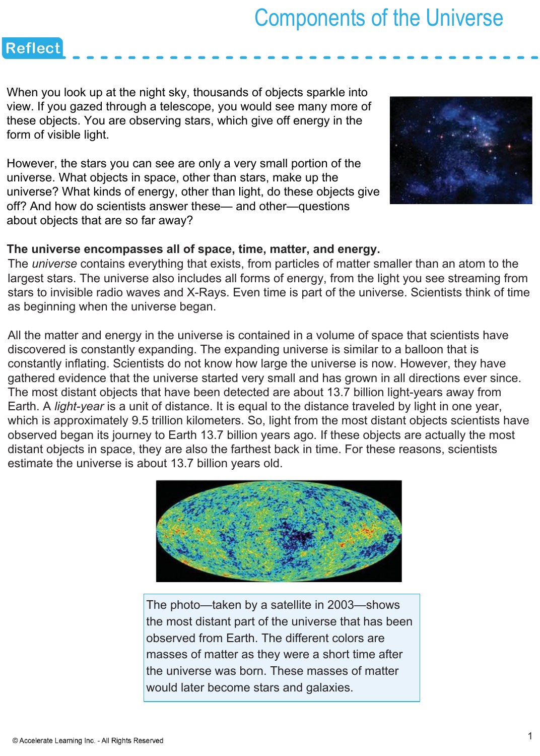# Components of the Universe

## Reflect

When you look up at the night sky, thousands of objects sparkle into view. If you gazed through a telescope, you would see many more of these objects. You are observing stars, which give off energy in the form of visible light.

However, the stars you can see are only a very small portion of the universe. What objects in space, other than stars, make up the universe? What kinds of energy, other than light, do these objects give off? And how do scientists answer these— and other—questions about objects that are so far away?

**The universe encompasses all of space, time, matter, and energy.**

The *universe* contains everything that exists, from particles of matter smaller than an atom to the largest stars. The universe also includes all forms of energy, from the light you see streaming from stars to invisible radio waves and X-Rays. Even time is part of the universe. Scientists think of time as beginning when the universe began.

All the matter and energy in the universe is contained in a volume of space that scientists have discovered is constantly expanding. The expanding universe is similar to a balloon that is constantly inflating. Scientists do not know how large the universe is now. However, they have gathered evidence that the universe started very small and has grown in all directions ever since. The most distant objects that have been detected are about 13.7 billion light-years away from Earth. A *light-year* is a unit of distance. It is equal to the distance traveled by light in one year, which is approximately 9.5 trillion kilometers. So, light from the most distant objects scientists have observed began its journey to Earth 13.7 billion years ago. If these objects are actually the most distant objects in space, they are also the farthest back in time. For these reasons, scientists estimate the universe is about 13.7 billion years old.

The photo—taken by a satellite in 2003—shows the most distant part of the universe that has been observed from Earth. The different colors are masses of matter as they were a short time after the universe was born. These masses of matter would later become stars and galaxies.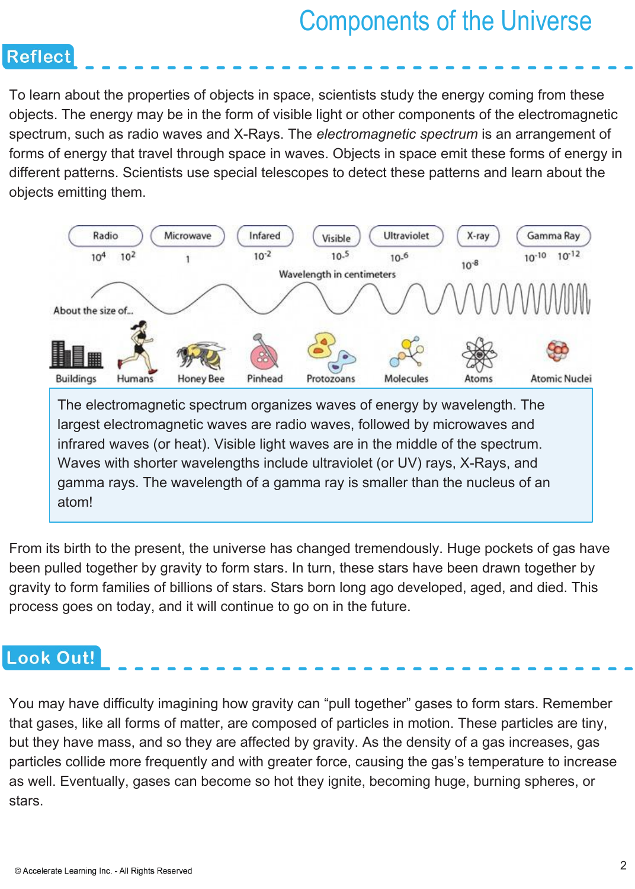# Components of the Universe

## Reflect

To learn about the properties of objects in space, scientists study the energy coming from these objects. The energy may be in the form of visible light or other components of the electromagnetic spectrum, such as radio waves and X-Rays. The *electromagnetic spectrum* is an arrangement of forms of energy that travel through space in waves. Objects in space emit these forms of energy in different patterns. Scientists use special telescopes to detect these patterns and learn about the objects emitting them.

| Radio | Microwave | Infared | Visible | Ultraviolet | X-ray | Gamma Ray |
|---|---|---|---|---|---|---|
| $10^4$ $10^2$ | 1 | $10^{-2}$ | $10^{-5}$ | $10^{-6}$ | $10^{-8}$ | $10^{-10}$ $10^{-12}$ |

Wavelength in centimeters

About the size of...

Buildings, Humans, Honey Bee, Pinhead, Protozoans, Molecules, Atoms, Atomic Nuclei

The electromagnetic spectrum organizes waves of energy by wavelength. The largest electromagnetic waves are radio waves, followed by microwaves and infrared waves (or heat). Visible light waves are in the middle of the spectrum. Waves with shorter wavelengths include ultraviolet (or UV) rays, X-Rays, and gamma rays. The wavelength of a gamma ray is smaller than the nucleus of an atom!

From its birth to the present, the universe has changed tremendously. Huge pockets of gas have been pulled together by gravity to form stars. In turn, these stars have been drawn together by gravity to form families of billions of stars. Stars born long ago developed, aged, and died. This process goes on today, and it will continue to go on in the future.

## Look Out!

You may have difficulty imagining how gravity can “pull together” gases to form stars. Remember that gases, like all forms of matter, are composed of particles in motion. These particles are tiny, but they have mass, and so they are affected by gravity. As the density of a gas increases, gas particles collide more frequently and with greater force, causing the gas’s temperature to increase as well. Eventually, gases can become so hot they ignite, becoming huge, burning spheres, or stars.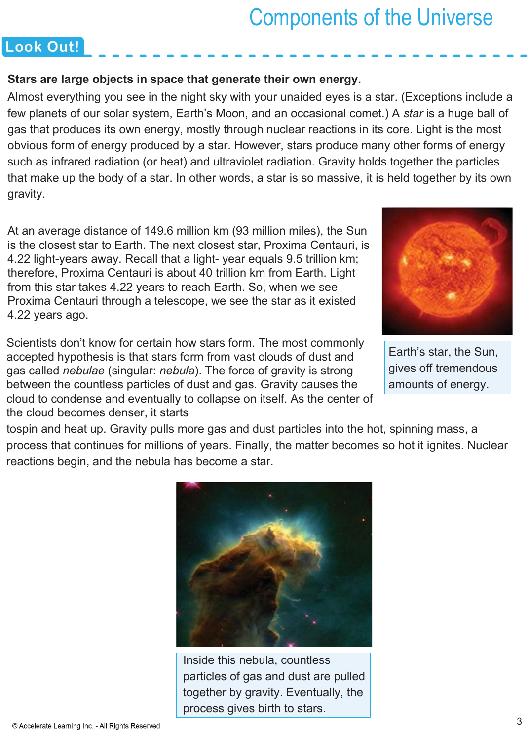# Components of the Universe

## Look Out!

**Stars are large objects in space that generate their own energy.**

Almost everything you see in the night sky with your unaided eyes is a star. (Exceptions include a few planets of our solar system, Earth's Moon, and an occasional comet.) A *star* is a huge ball of gas that produces its own energy, mostly through nuclear reactions in its core. Light is the most obvious form of energy produced by a star. However, stars produce many other forms of energy such as infrared radiation (or heat) and ultraviolet radiation. Gravity holds together the particles that make up the body of a star. In other words, a star is so massive, it is held together by its own gravity.

At an average distance of 149.6 million km (93 million miles), the Sun is the closest star to Earth. The next closest star, Proxima Centauri, is 4.22 light-years away. Recall that a light- year equals 9.5 trillion km; therefore, Proxima Centauri is about 40 trillion km from Earth. Light from this star takes 4.22 years to reach Earth. So, when we see Proxima Centauri through a telescope, we see the star as it existed 4.22 years ago.

Earth's star, the Sun, gives off tremendous amounts of energy.

Scientists don't know for certain how stars form. The most commonly accepted hypothesis is that stars form from vast clouds of dust and gas called *nebulae* (singular: *nebula*). The force of gravity is strong between the countless particles of dust and gas. Gravity causes the cloud to condense and eventually to collapse on itself. As the center of the cloud becomes denser, it starts tospin and heat up. Gravity pulls more gas and dust particles into the hot, spinning mass, a process that continues for millions of years. Finally, the matter becomes so hot it ignites. Nuclear reactions begin, and the nebula has become a star.

Inside this nebula, countless particles of gas and dust are pulled together by gravity. Eventually, the process gives birth to stars.

© Accelerate Learning Inc. - All Rights Reserved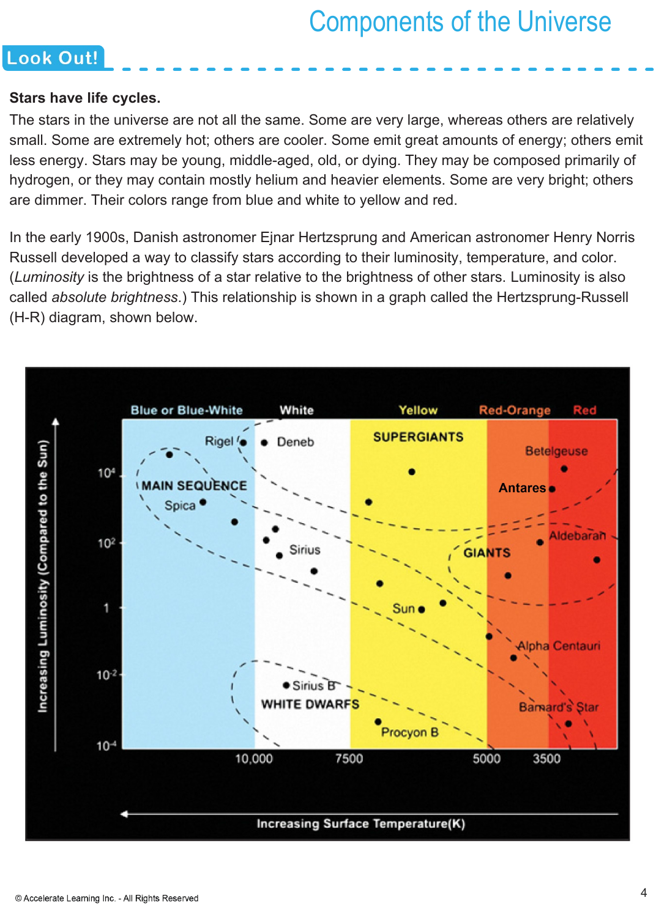## Look Out!

**Stars have life cycles.**

The stars in the universe are not all the same. Some are very large, whereas others are relatively small. Some are extremely hot; others are cooler. Some emit great amounts of energy; others emit less energy. Stars may be young, middle-aged, old, or dying. They may be composed primarily of hydrogen, or they may contain mostly helium and heavier elements. Some are very bright; others are dimmer. Their colors range from blue and white to yellow and red.

In the early 1900s, Danish astronomer Ejnar Hertzsprung and American astronomer Henry Norris Russell developed a way to classify stars according to their luminosity, temperature, and color. (*Luminosity* is the brightness of a star relative to the brightness of other stars. Luminosity is also called *absolute brightness*.) This relationship is shown in a graph called the Hertzsprung-Russell (H-R) diagram, shown below.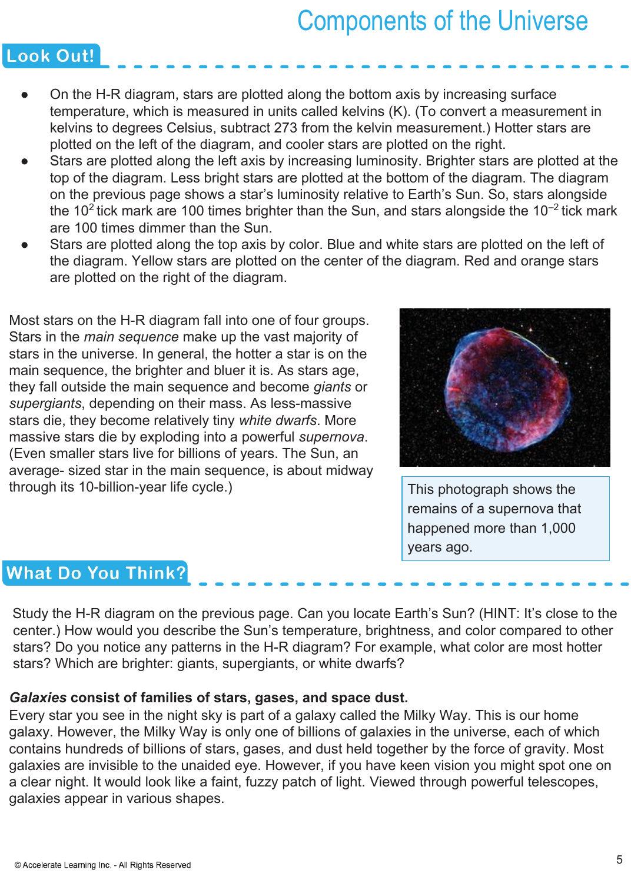# Components of the Universe

## Look Out!

- On the H-R diagram, stars are plotted along the bottom axis by increasing surface temperature, which is measured in units called kelvins (K). (To convert a measurement in kelvins to degrees Celsius, subtract 273 from the kelvin measurement.) Hotter stars are plotted on the left of the diagram, and cooler stars are plotted on the right.
- Stars are plotted along the left axis by increasing luminosity. Brighter stars are plotted at the top of the diagram. Less bright stars are plotted at the bottom of the diagram. The diagram on the previous page shows a star's luminosity relative to Earth's Sun. So, stars alongside the $10^2$ tick mark are 100 times brighter than the Sun, and stars alongside the $10^{-2}$ tick mark are 100 times dimmer than the Sun.
- Stars are plotted along the top axis by color. Blue and white stars are plotted on the left of the diagram. Yellow stars are plotted on the center of the diagram. Red and orange stars are plotted on the right of the diagram.

Most stars on the H-R diagram fall into one of four groups. Stars in the *main sequence* make up the vast majority of stars in the universe. In general, the hotter a star is on the main sequence, the brighter and bluer it is. As stars age, they fall outside the main sequence and become *giants* or *supergiants*, depending on their mass. As less-massive stars die, they become relatively tiny *white dwarfs*. More massive stars die by exploding into a powerful *supernova*. (Even smaller stars live for billions of years. The Sun, an average- sized star in the main sequence, is about midway through its 10-billion-year life cycle.)

This photograph shows the remains of a supernova that happened more than 1,000 years ago.

## What Do You Think?

Study the H-R diagram on the previous page. Can you locate Earth's Sun? (HINT: It's close to the center.) How would you describe the Sun's temperature, brightness, and color compared to other stars? Do you notice any patterns in the H-R diagram? For example, what color are most hotter stars? Which are brighter: giants, supergiants, or white dwarfs?

### ***Galaxies*** **consist of families of stars, gases, and space dust.**

Every star you see in the night sky is part of a galaxy called the Milky Way. This is our home galaxy. However, the Milky Way is only one of billions of galaxies in the universe, each of which contains hundreds of billions of stars, gases, and dust held together by the force of gravity. Most galaxies are invisible to the unaided eye. However, if you have keen vision you might spot one on a clear night. It would look like a faint, fuzzy patch of light. Viewed through powerful telescopes, galaxies appear in various shapes.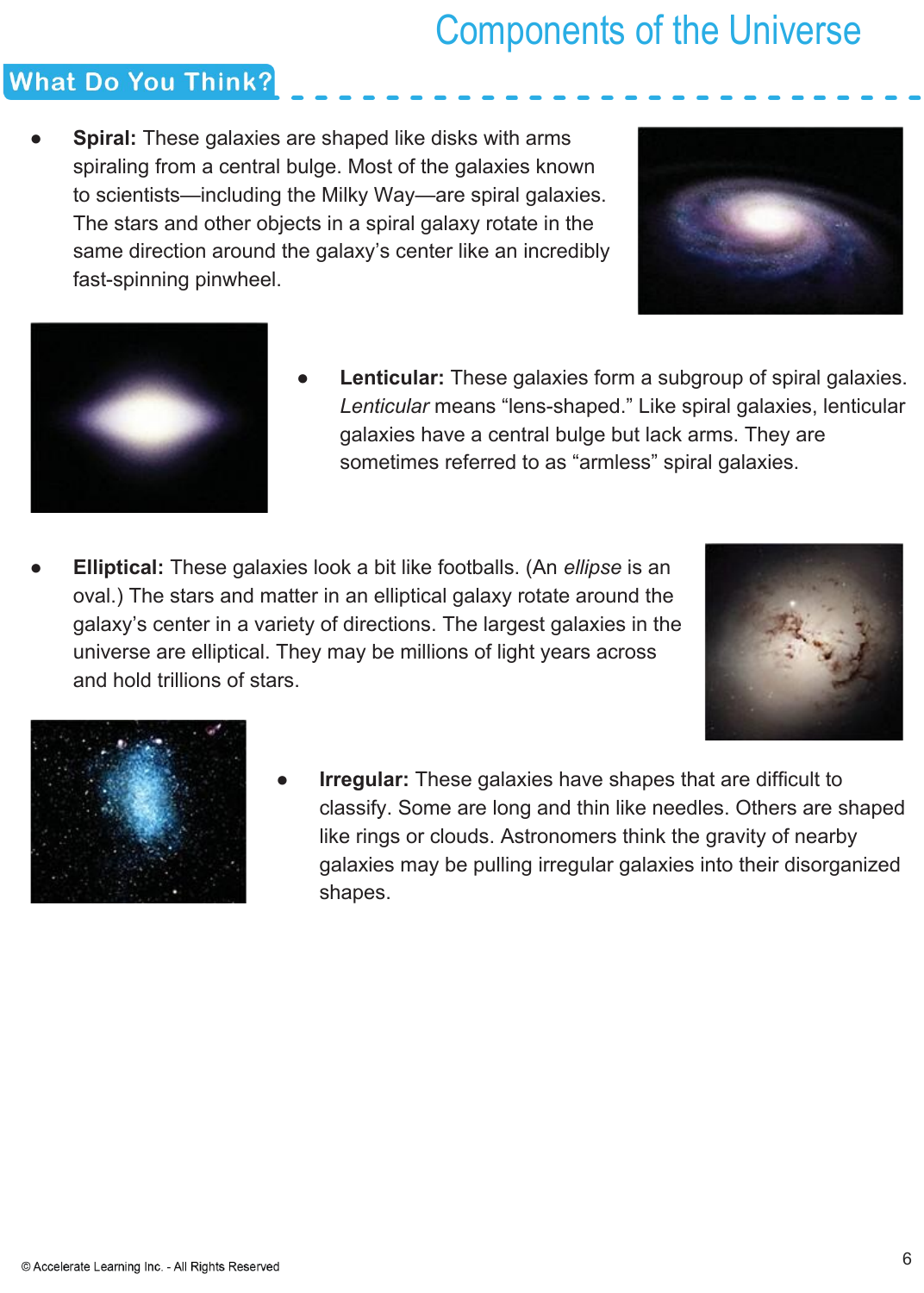## What Do You Think?

- **Spiral:** These galaxies are shaped like disks with arms spiraling from a central bulge. Most of the galaxies known to scientists—including the Milky Way—are spiral galaxies. The stars and other objects in a spiral galaxy rotate in the same direction around the galaxy's center like an incredibly fast-spinning pinwheel.

- **Lenticular:** These galaxies form a subgroup of spiral galaxies. *Lenticular* means "lens-shaped." Like spiral galaxies, lenticular galaxies have a central bulge but lack arms. They are sometimes referred to as "armless" spiral galaxies.

- **Elliptical:** These galaxies look a bit like footballs. (An *ellipse* is an oval.) The stars and matter in an elliptical galaxy rotate around the galaxy's center in a variety of directions. The largest galaxies in the universe are elliptical. They may be millions of light years across and hold trillions of stars.

- **Irregular:** These galaxies have shapes that are difficult to classify. Some are long and thin like needles. Others are shaped like rings or clouds. Astronomers think the gravity of nearby galaxies may be pulling irregular galaxies into their disorganized shapes.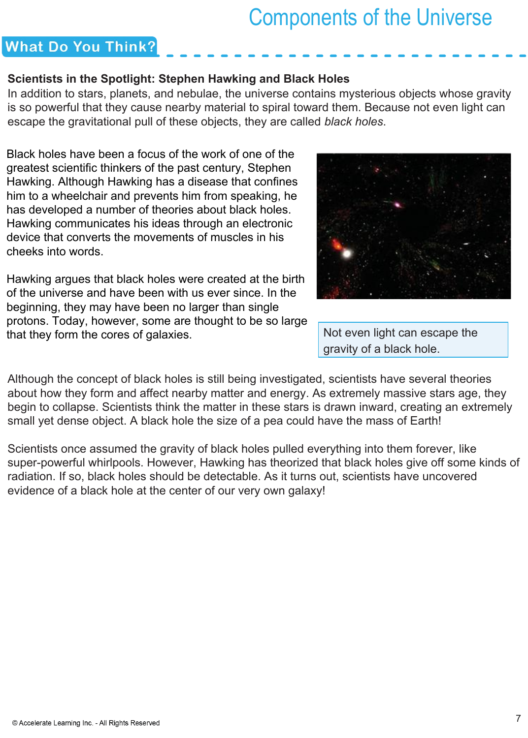# Components of the Universe

## What Do You Think?

**Scientists in the Spotlight: Stephen Hawking and Black Holes**

In addition to stars, planets, and nebulae, the universe contains mysterious objects whose gravity is so powerful that they cause nearby material to spiral toward them. Because not even light can escape the gravitational pull of these objects, they are called *black holes*.

Black holes have been a focus of the work of one of the greatest scientific thinkers of the past century, Stephen Hawking. Although Hawking has a disease that confines him to a wheelchair and prevents him from speaking, he has developed a number of theories about black holes. Hawking communicates his ideas through an electronic device that converts the movements of muscles in his cheeks into words.

Hawking argues that black holes were created at the birth of the universe and have been with us ever since. In the beginning, they may have been no larger than single protons. Today, however, some are thought to be so large that they form the cores of galaxies.

Not even light can escape the gravity of a black hole.

Although the concept of black holes is still being investigated, scientists have several theories about how they form and affect nearby matter and energy. As extremely massive stars age, they begin to collapse. Scientists think the matter in these stars is drawn inward, creating an extremely small yet dense object. A black hole the size of a pea could have the mass of Earth!

Scientists once assumed the gravity of black holes pulled everything into them forever, like super-powerful whirlpools. However, Hawking has theorized that black holes give off some kinds of radiation. If so, black holes should be detectable. As it turns out, scientists have uncovered evidence of a black hole at the center of our very own galaxy!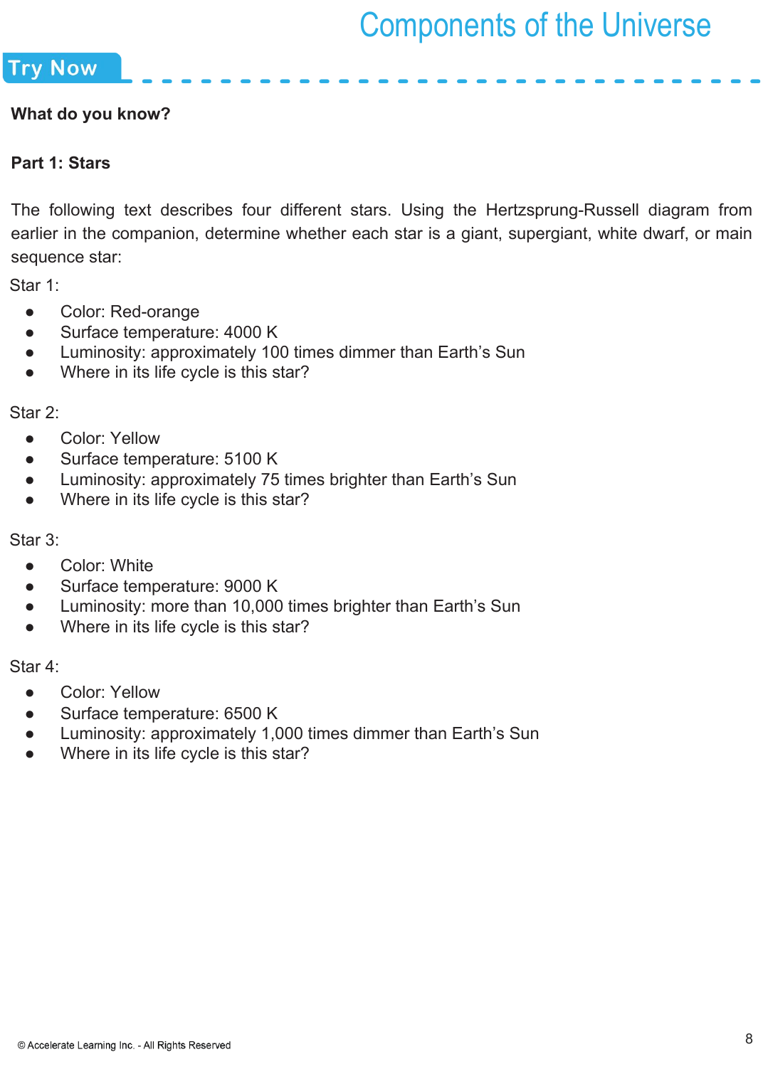## Try Now

**What do you know?**

**Part 1: Stars**

The following text describes four different stars. Using the Hertzsprung-Russell diagram from earlier in the companion, determine whether each star is a giant, supergiant, white dwarf, or main sequence star:

Star 1:

- Color: Red-orange
- Surface temperature: 4000 K
- Luminosity: approximately 100 times dimmer than Earth's Sun
- Where in its life cycle is this star?

Star 2:

- Color: Yellow
- Surface temperature: 5100 K
- Luminosity: approximately 75 times brighter than Earth's Sun
- Where in its life cycle is this star?

Star 3:

- Color: White
- Surface temperature: 9000 K
- Luminosity: more than 10,000 times brighter than Earth's Sun
- Where in its life cycle is this star?

Star 4:

- Color: Yellow
- Surface temperature: 6500 K
- Luminosity: approximately 1,000 times dimmer than Earth's Sun
- Where in its life cycle is this star?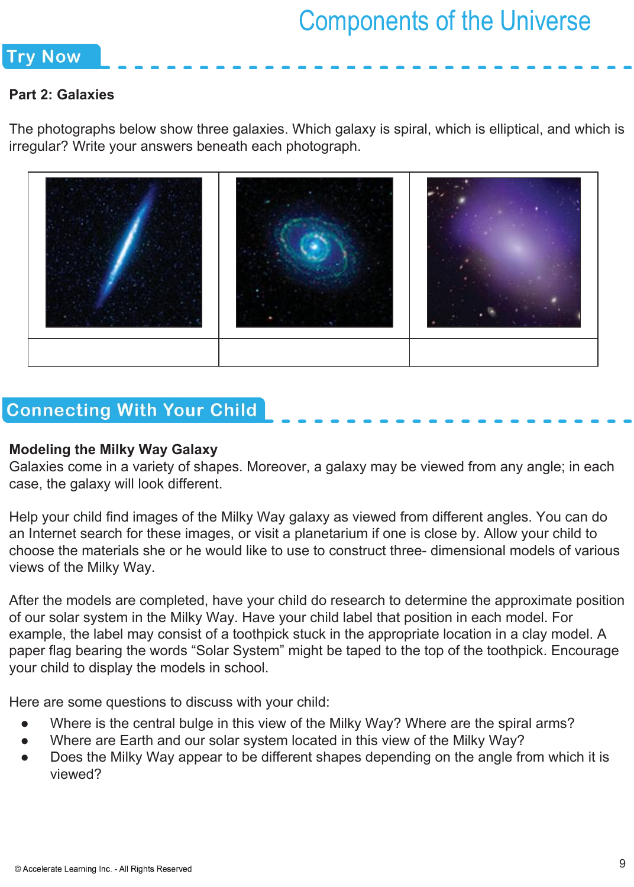# Components of the Universe

## Try Now

**Part 2: Galaxies**

The photographs below show three galaxies. Which galaxy is spiral, which is elliptical, and which is irregular? Write your answers beneath each photograph.

| | | |
|---|---|---|
| | | |
| | | |

## Connecting With Your Child

**Modeling the Milky Way Galaxy**

Galaxies come in a variety of shapes. Moreover, a galaxy may be viewed from any angle; in each case, the galaxy will look different.

Help your child find images of the Milky Way galaxy as viewed from different angles. You can do an Internet search for these images, or visit a planetarium if one is close by. Allow your child to choose the materials she or he would like to use to construct three- dimensional models of various views of the Milky Way.

After the models are completed, have your child do research to determine the approximate position of our solar system in the Milky Way. Have your child label that position in each model. For example, the label may consist of a toothpick stuck in the appropriate location in a clay model. A paper flag bearing the words "Solar System" might be taped to the top of the toothpick. Encourage your child to display the models in school.

Here are some questions to discuss with your child:

- Where is the central bulge in this view of the Milky Way? Where are the spiral arms?
- Where are Earth and our solar system located in this view of the Milky Way?
- Does the Milky Way appear to be different shapes depending on the angle from which it is viewed?

© Accelerate Learning Inc. - All Rights Reserved